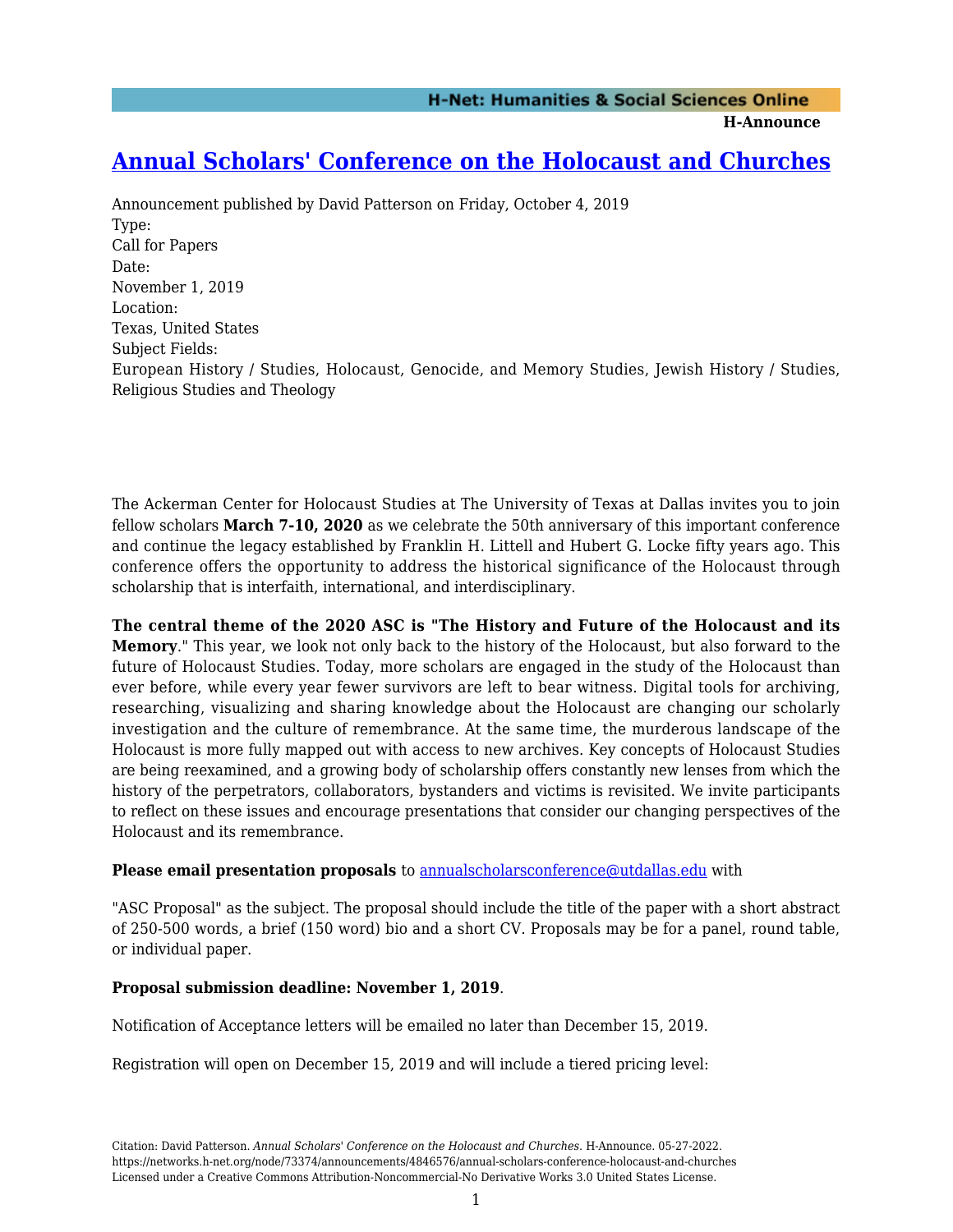# [Annual Scholars' Conference on the Holocaust and Churches](https://networks.h-net.org/node/73374/announcements/4846576/annual-scholars-conference-holocaust-and-churches)

Announcement published by David Patterson on Friday, October 4, 2019

Type:
Call for Papers

Date:
November 1, 2019

Location:
Texas, United States

Subject Fields:
European History / Studies, Holocaust, Genocide, and Memory Studies, Jewish History / Studies, Religious Studies and Theology

The Ackerman Center for Holocaust Studies at The University of Texas at Dallas invites you to join fellow scholars **March 7-10, 2020** as we celebrate the 50th anniversary of this important conference and continue the legacy established by Franklin H. Littell and Hubert G. Locke fifty years ago. This conference offers the opportunity to address the historical significance of the Holocaust through scholarship that is interfaith, international, and interdisciplinary.

**The central theme of the 2020 ASC is "The History and Future of the Holocaust and its Memory**." This year, we look not only back to the history of the Holocaust, but also forward to the future of Holocaust Studies. Today, more scholars are engaged in the study of the Holocaust than ever before, while every year fewer survivors are left to bear witness. Digital tools for archiving, researching, visualizing and sharing knowledge about the Holocaust are changing our scholarly investigation and the culture of remembrance. At the same time, the murderous landscape of the Holocaust is more fully mapped out with access to new archives. Key concepts of Holocaust Studies are being reexamined, and a growing body of scholarship offers constantly new lenses from which the history of the perpetrators, collaborators, bystanders and victims is revisited. We invite participants to reflect on these issues and encourage presentations that consider our changing perspectives of the Holocaust and its remembrance.

**Please email presentation proposals** to [annualscholarsconference@utdallas.edu](mailto:annualscholarsconference@utdallas.edu) with

"ASC Proposal" as the subject. The proposal should include the title of the paper with a short abstract of 250-500 words, a brief (150 word) bio and a short CV. Proposals may be for a panel, round table, or individual paper.

**Proposal submission deadline: November 1, 2019**.

Notification of Acceptance letters will be emailed no later than December 15, 2019.

Registration will open on December 15, 2019 and will include a tiered pricing level: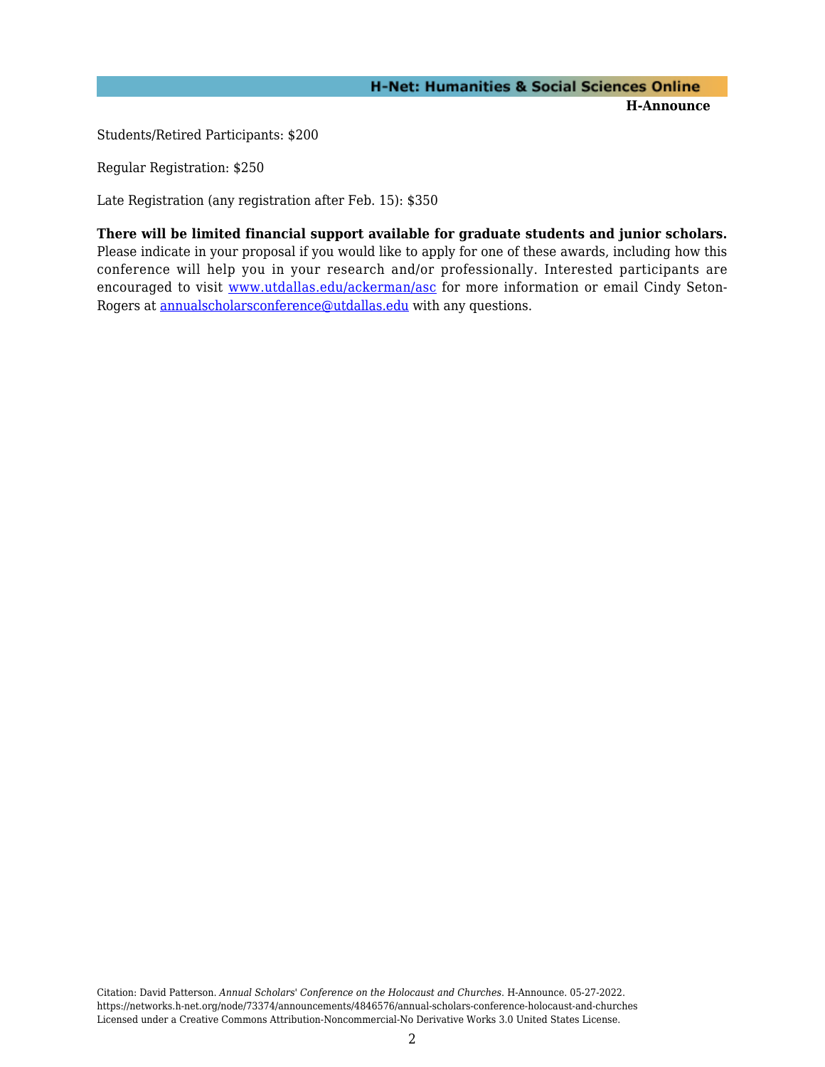Students/Retired Participants: $200

Regular Registration: $250

Late Registration (any registration after Feb. 15): $350

**There will be limited financial support available for graduate students and junior scholars.** Please indicate in your proposal if you would like to apply for one of these awards, including how this conference will help you in your research and/or professionally. Interested participants are encouraged to visit www.utdallas.edu/ackerman/asc for more information or email Cindy Seton-Rogers at annualscholarsconference@utdallas.edu with any questions.

Citation: David Patterson. *Annual Scholars' Conference on the Holocaust and Churches*. H-Announce. 05-27-2022. https://networks.h-net.org/node/73374/announcements/4846576/annual-scholars-conference-holocaust-and-churches
Licensed under a Creative Commons Attribution-Noncommercial-No Derivative Works 3.0 United States License.